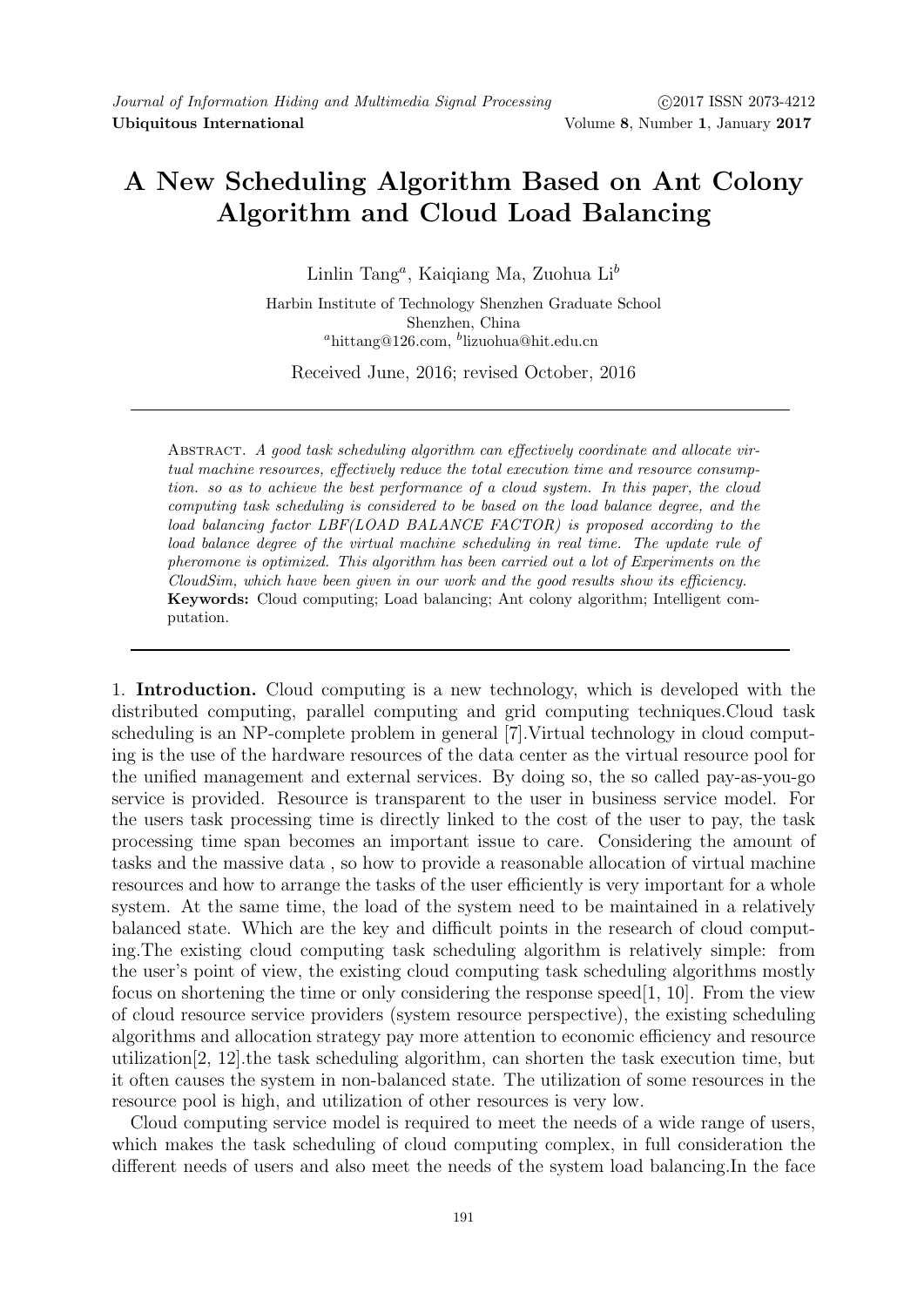# A New Scheduling Algorithm Based on Ant Colony Algorithm and Cloud Load Balancing

Linlin Tang[a], Kaiqiang Ma, Zuohua Li[b]

Harbin Institute of Technology Shenzhen Graduate School
Shenzhen, China
[a]hittang@126.com, [b]lizuohua@hit.edu.cn

Received June, 2016; revised October, 2016

Abstract. *A good task scheduling algorithm can effectively coordinate and allocate virtual machine resources, effectively reduce the total execution time and resource consumption. so as to achieve the best performance of a cloud system. In this paper, the cloud computing task scheduling is considered to be based on the load balance degree, and the load balancing factor LBF(LOAD BALANCE FACTOR) is proposed according to the load balance degree of the virtual machine scheduling in real time. The update rule of pheromone is optimized. This algorithm has been carried out a lot of Experiments on the CloudSim, which have been given in our work and the good results show its efficiency.*

**Keywords:** Cloud computing; Load balancing; Ant colony algorithm; Intelligent computation.

## 1. Introduction.

Cloud computing is a new technology, which is developed with the distributed computing, parallel computing and grid computing techniques.Cloud task scheduling is an NP-complete problem in general [7].Virtual technology in cloud computing is the use of the hardware resources of the data center as the virtual resource pool for the unified management and external services. By doing so, the so called pay-as-you-go service is provided. Resource is transparent to the user in business service model. For the users task processing time is directly linked to the cost of the user to pay, the task processing time span becomes an important issue to care. Considering the amount of tasks and the massive data , so how to provide a reasonable allocation of virtual machine resources and how to arrange the tasks of the user efficiently is very important for a whole system. At the same time, the load of the system need to be maintained in a relatively balanced state. Which are the key and difficult points in the research of cloud computing.The existing cloud computing task scheduling algorithm is relatively simple: from the user's point of view, the existing cloud computing task scheduling algorithms mostly focus on shortening the time or only considering the response speed[1, 10]. From the view of cloud resource service providers (system resource perspective), the existing scheduling algorithms and allocation strategy pay more attention to economic efficiency and resource utilization[2, 12].the task scheduling algorithm, can shorten the task execution time, but it often causes the system in non-balanced state. The utilization of some resources in the resource pool is high, and utilization of other resources is very low.

Cloud computing service model is required to meet the needs of a wide range of users, which makes the task scheduling of cloud computing complex, in full consideration the different needs of users and also meet the needs of the system load balancing.In the face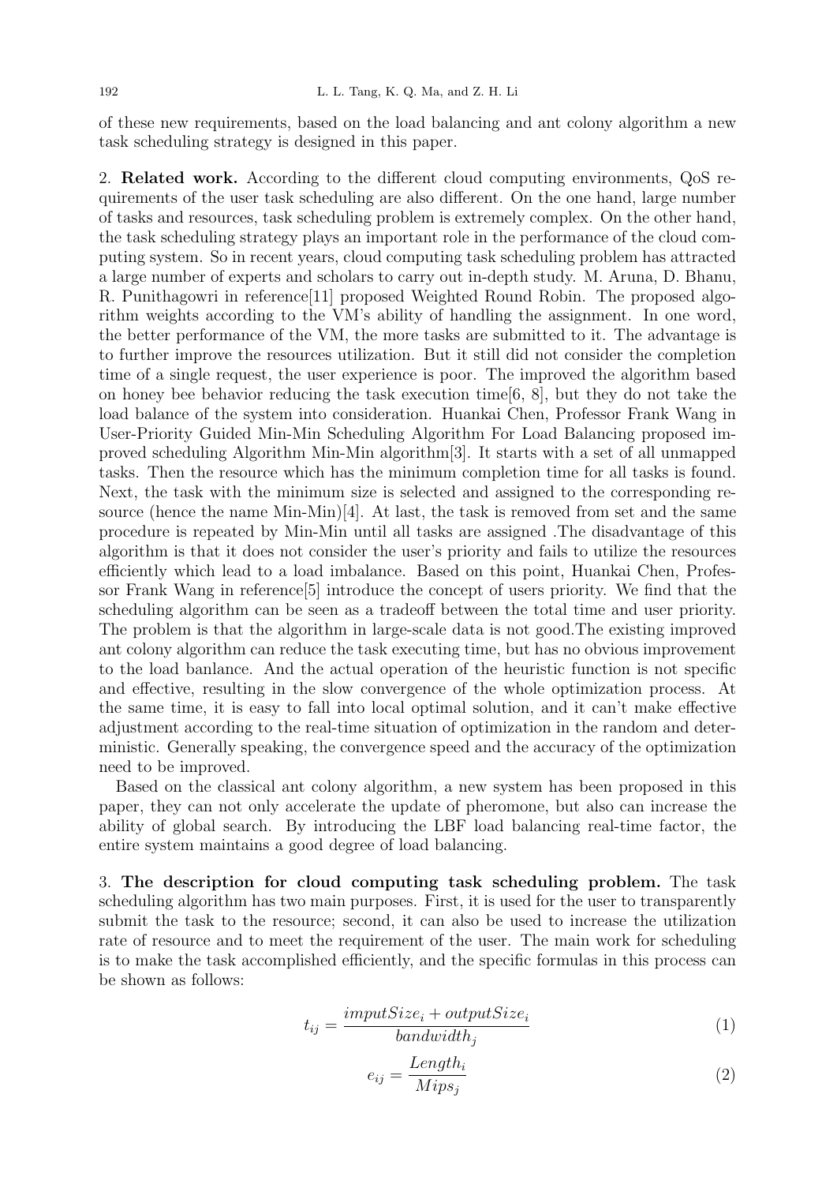of these new requirements, based on the load balancing and ant colony algorithm a new task scheduling strategy is designed in this paper.

2. **Related work.** According to the different cloud computing environments, QoS requirements of the user task scheduling are also different. On the one hand, large number of tasks and resources, task scheduling problem is extremely complex. On the other hand, the task scheduling strategy plays an important role in the performance of the cloud computing system. So in recent years, cloud computing task scheduling problem has attracted a large number of experts and scholars to carry out in-depth study. M. Aruna, D. Bhanu, R. Punithagowri in reference[11] proposed Weighted Round Robin. The proposed algorithm weights according to the VM's ability of handling the assignment. In one word, the better performance of the VM, the more tasks are submitted to it. The advantage is to further improve the resources utilization. But it still did not consider the completion time of a single request, the user experience is poor. The improved the algorithm based on honey bee behavior reducing the task execution time[6, 8], but they do not take the load balance of the system into consideration. Huankai Chen, Professor Frank Wang in User-Priority Guided Min-Min Scheduling Algorithm For Load Balancing proposed improved scheduling Algorithm Min-Min algorithm[3]. It starts with a set of all unmapped tasks. Then the resource which has the minimum completion time for all tasks is found. Next, the task with the minimum size is selected and assigned to the corresponding resource (hence the name Min-Min)[4]. At last, the task is removed from set and the same procedure is repeated by Min-Min until all tasks are assigned .The disadvantage of this algorithm is that it does not consider the user's priority and fails to utilize the resources efficiently which lead to a load imbalance. Based on this point, Huankai Chen, Professor Frank Wang in reference[5] introduce the concept of users priority. We find that the scheduling algorithm can be seen as a tradeoff between the total time and user priority. The problem is that the algorithm in large-scale data is not good.The existing improved ant colony algorithm can reduce the task executing time, but has no obvious improvement to the load banlance. And the actual operation of the heuristic function is not specific and effective, resulting in the slow convergence of the whole optimization process. At the same time, it is easy to fall into local optimal solution, and it can't make effective adjustment according to the real-time situation of optimization in the random and deterministic. Generally speaking, the convergence speed and the accuracy of the optimization need to be improved.

Based on the classical ant colony algorithm, a new system has been proposed in this paper, they can not only accelerate the update of pheromone, but also can increase the ability of global search. By introducing the LBF load balancing real-time factor, the entire system maintains a good degree of load balancing.

3. **The description for cloud computing task scheduling problem.** The task scheduling algorithm has two main purposes. First, it is used for the user to transparently submit the task to the resource; second, it can also be used to increase the utilization rate of resource and to meet the requirement of the user. The main work for scheduling is to make the task accomplished efficiently, and the specific formulas in this process can be shown as follows:

$$t_{ij} = \frac{imputSize_i + outputSize_i}{bandwidth_j} \tag{1}$$

$$e_{ij} = \frac{Length_i}{Mips_j} \tag{2}$$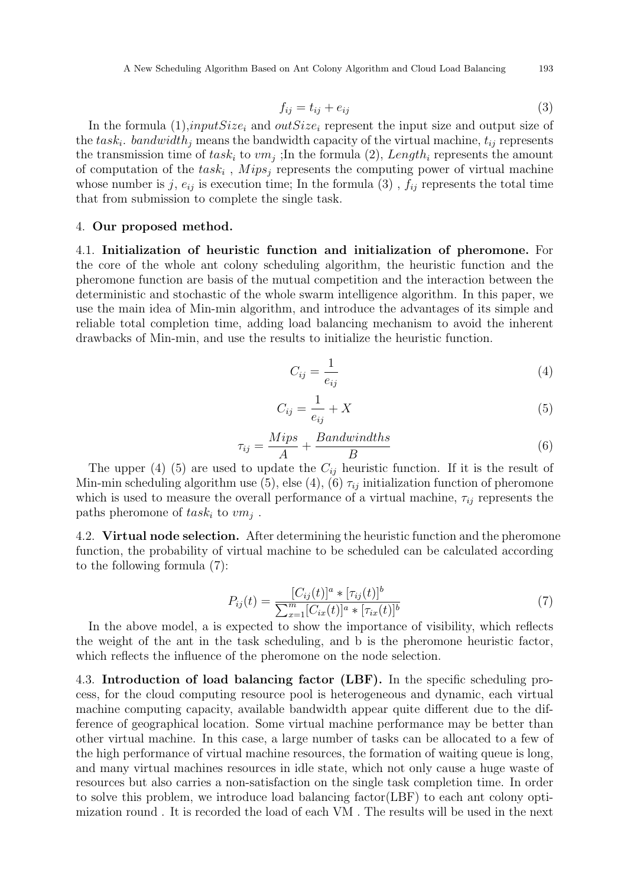$$f_{ij} = t_{ij} + e_{ij} \tag{3}$$

In the formula (1),$inputSize_i$ and $outSize_i$ represent the input size and output size of the $task_i$. $bandwidth_j$ means the bandwidth capacity of the virtual machine, $t_{ij}$ represents the transmission time of $task_i$ to $vm_j$ ;In the formula (2), $Length_i$ represents the amount of computation of the $task_i$ , $Mips_j$ represents the computing power of virtual machine whose number is $j$, $e_{ij}$ is execution time; In the formula (3) , $f_{ij}$ represents the total time that from submission to complete the single task.

## 4. Our proposed method.

**4.1. Initialization of heuristic function and initialization of pheromone.** For the core of the whole ant colony scheduling algorithm, the heuristic function and the pheromone function are basis of the mutual competition and the interaction between the deterministic and stochastic of the whole swarm intelligence algorithm. In this paper, we use the main idea of Min-min algorithm, and introduce the advantages of its simple and reliable total completion time, adding load balancing mechanism to avoid the inherent drawbacks of Min-min, and use the results to initialize the heuristic function.

$$C_{ij} = \frac{1}{e_{ij}} \tag{4}$$

$$C_{ij} = \frac{1}{e_{ij}} + X \tag{5}$$

$$\tau_{ij} = \frac{Mips}{A} + \frac{Bandwindths}{B} \tag{6}$$

The upper (4) (5) are used to update the $C_{ij}$ heuristic function. If it is the result of Min-min scheduling algorithm use (5), else (4), (6) $\tau_{ij}$ initialization function of pheromone which is used to measure the overall performance of a virtual machine, $\tau_{ij}$ represents the paths pheromone of $task_i$ to $vm_j$ .

**4.2. Virtual node selection.** After determining the heuristic function and the pheromone function, the probability of virtual machine to be scheduled can be calculated according to the following formula (7):

$$P_{ij}(t) = \frac{[C_{ij}(t)]^a * [\tau_{ij}(t)]^b}{\sum_{x=1}^{m}[C_{ix}(t)]^a * [\tau_{ix}(t)]^b} \tag{7}$$

In the above model, a is expected to show the importance of visibility, which reflects the weight of the ant in the task scheduling, and b is the pheromone heuristic factor, which reflects the influence of the pheromone on the node selection.

**4.3. Introduction of load balancing factor (LBF).** In the specific scheduling process, for the cloud computing resource pool is heterogeneous and dynamic, each virtual machine computing capacity, available bandwidth appear quite different due to the difference of geographical location. Some virtual machine performance may be better than other virtual machine. In this case, a large number of tasks can be allocated to a few of the high performance of virtual machine resources, the formation of waiting queue is long, and many virtual machines resources in idle state, which not only cause a huge waste of resources but also carries a non-satisfaction on the single task completion time. In order to solve this problem, we introduce load balancing factor(LBF) to each ant colony optimization round . It is recorded the load of each VM . The results will be used in the next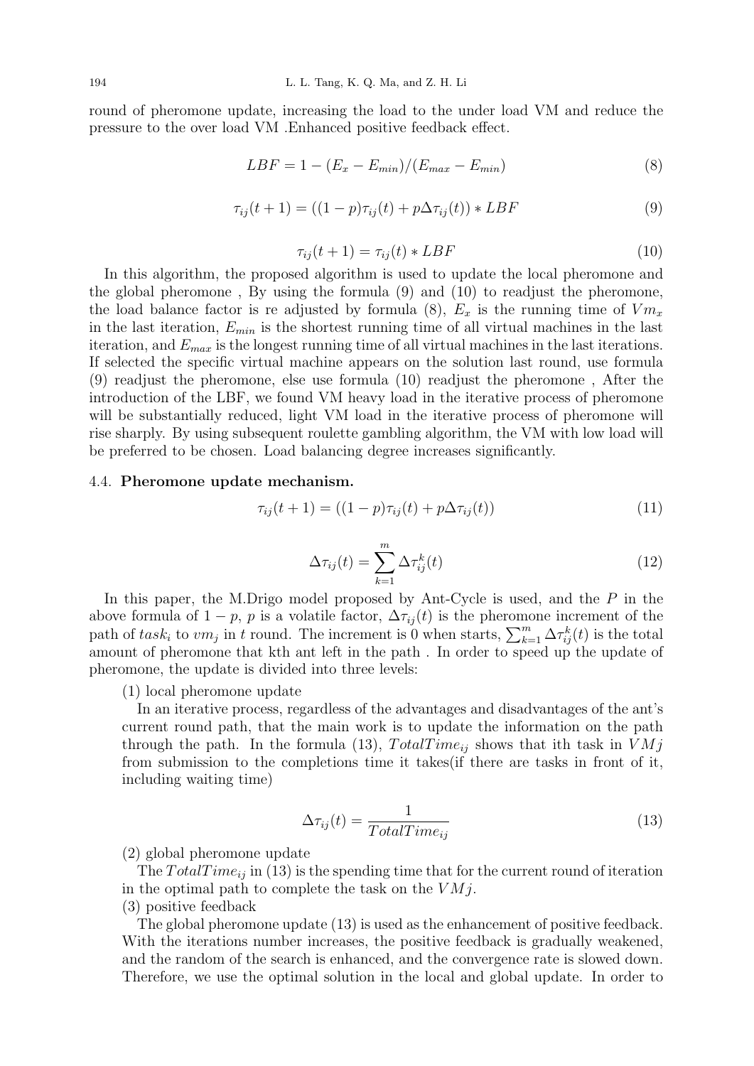round of pheromone update, increasing the load to the under load VM and reduce the pressure to the over load VM .Enhanced positive feedback effect.

$$LBF = 1 - (E_x - E_{min})/(E_{max} - E_{min}) \tag{8}$$

$$\tau_{ij}(t+1) = ((1-p)\tau_{ij}(t) + p\Delta\tau_{ij}(t)) * LBF \tag{9}$$

$$\tau_{ij}(t+1) = \tau_{ij}(t) * LBF \tag{10}$$

In this algorithm, the proposed algorithm is used to update the local pheromone and the global pheromone , By using the formula (9) and (10) to readjust the pheromone, the load balance factor is re adjusted by formula (8), $E_x$ is the running time of $Vm_x$ in the last iteration, $E_{min}$ is the shortest running time of all virtual machines in the last iteration, and $E_{max}$ is the longest running time of all virtual machines in the last iterations. If selected the specific virtual machine appears on the solution last round, use formula (9) readjust the pheromone, else use formula (10) readjust the pheromone , After the introduction of the LBF, we found VM heavy load in the iterative process of pheromone will be substantially reduced, light VM load in the iterative process of pheromone will rise sharply. By using subsequent roulette gambling algorithm, the VM with low load will be preferred to be chosen. Load balancing degree increases significantly.

### 4.4. **Pheromone update mechanism.**

$$\tau_{ij}(t+1) = ((1-p)\tau_{ij}(t) + p\Delta\tau_{ij}(t)) \tag{11}$$

$$\Delta\tau_{ij}(t) = \sum_{k=1}^{m} \Delta\tau_{ij}^{k}(t) \tag{12}$$

In this paper, the M.Drigo model proposed by Ant-Cycle is used, and the $P$ in the above formula of $1-p$, $p$ is a volatile factor, $\Delta\tau_{ij}(t)$ is the pheromone increment of the path of $task_i$ to $vm_j$ in $t$ round. The increment is 0 when starts, $\sum_{k=1}^{m} \Delta\tau_{ij}^{k}(t)$ is the total amount of pheromone that kth ant left in the path . In order to speed up the update of pheromone, the update is divided into three levels:

(1) local pheromone update

In an iterative process, regardless of the advantages and disadvantages of the ant's current round path, that the main work is to update the information on the path through the path. In the formula (13), $TotalTime_{ij}$ shows that ith task in $VMj$ from submission to the completions time it takes(if there are tasks in front of it, including waiting time)

$$\Delta\tau_{ij}(t) = \frac{1}{TotalTime_{ij}} \tag{13}$$

(2) global pheromone update

The $TotalTime_{ij}$ in (13) is the spending time that for the current round of iteration in the optimal path to complete the task on the $VMj$.

(3) positive feedback

The global pheromone update (13) is used as the enhancement of positive feedback. With the iterations number increases, the positive feedback is gradually weakened, and the random of the search is enhanced, and the convergence rate is slowed down. Therefore, we use the optimal solution in the local and global update. In order to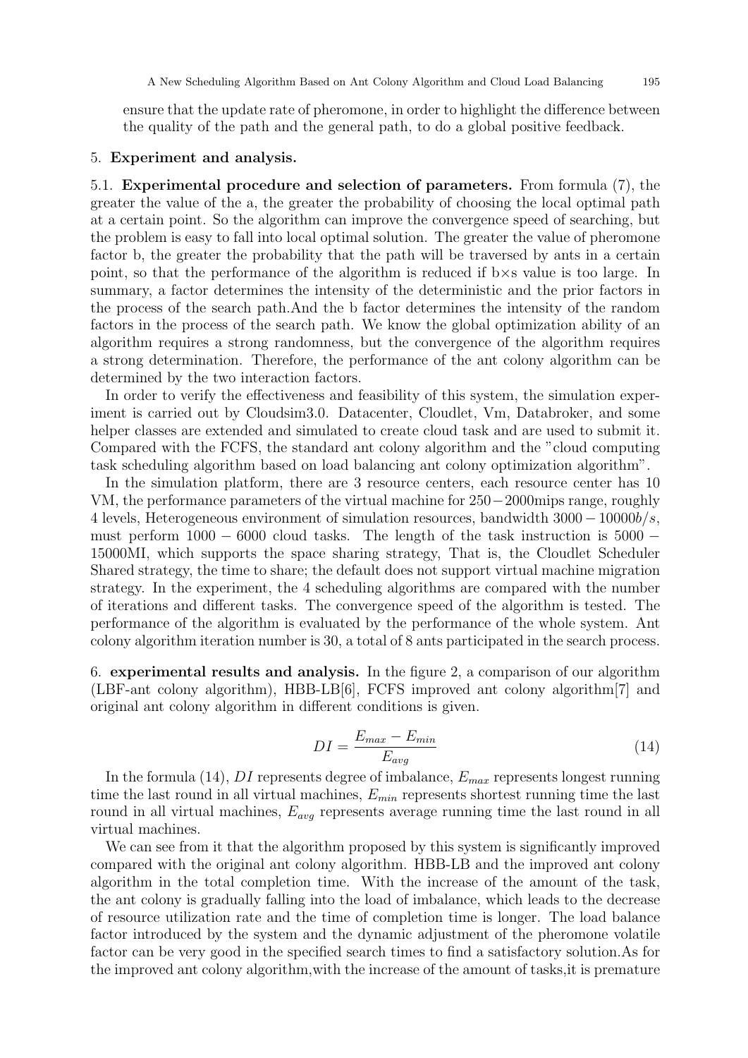ensure that the update rate of pheromone, in order to highlight the difference between the quality of the path and the general path, to do a global positive feedback.

## 5. **Experiment and analysis.**

5.1. **Experimental procedure and selection of parameters.** From formula (7), the greater the value of the a, the greater the probability of choosing the local optimal path at a certain point. So the algorithm can improve the convergence speed of searching, but the problem is easy to fall into local optimal solution. The greater the value of pheromone factor b, the greater the probability that the path will be traversed by ants in a certain point, so that the performance of the algorithm is reduced if b×s value is too large. In summary, a factor determines the intensity of the deterministic and the prior factors in the process of the search path.And the b factor determines the intensity of the random factors in the process of the search path. We know the global optimization ability of an algorithm requires a strong randomness, but the convergence of the algorithm requires a strong determination. Therefore, the performance of the ant colony algorithm can be determined by the two interaction factors.

In order to verify the effectiveness and feasibility of this system, the simulation experiment is carried out by Cloudsim3.0. Datacenter, Cloudlet, Vm, Databroker, and some helper classes are extended and simulated to create cloud task and are used to submit it. Compared with the FCFS, the standard ant colony algorithm and the "cloud computing task scheduling algorithm based on load balancing ant colony optimization algorithm".

In the simulation platform, there are 3 resource centers, each resource center has 10 VM, the performance parameters of the virtual machine for $250-2000$mips range, roughly 4 levels, Heterogeneous environment of simulation resources, bandwidth $3000-10000b/s$, must perform $1000-6000$ cloud tasks. The length of the task instruction is $5000-15000$MI, which supports the space sharing strategy, That is, the Cloudlet Scheduler Shared strategy, the time to share; the default does not support virtual machine migration strategy. In the experiment, the 4 scheduling algorithms are compared with the number of iterations and different tasks. The convergence speed of the algorithm is tested. The performance of the algorithm is evaluated by the performance of the whole system. Ant colony algorithm iteration number is 30, a total of 8 ants participated in the search process.

## 6. **experimental results and analysis.**

In the figure 2, a comparison of our algorithm (LBF-ant colony algorithm), HBB-LB[6], FCFS improved ant colony algorithm[7] and original ant colony algorithm in different conditions is given.

$$DI = \frac{E_{max} - E_{min}}{E_{avg}} \tag{14}$$

In the formula (14), $DI$ represents degree of imbalance, $E_{max}$ represents longest running time the last round in all virtual machines, $E_{min}$ represents shortest running time the last round in all virtual machines, $E_{avg}$ represents average running time the last round in all virtual machines.

We can see from it that the algorithm proposed by this system is significantly improved compared with the original ant colony algorithm. HBB-LB and the improved ant colony algorithm in the total completion time. With the increase of the amount of the task, the ant colony is gradually falling into the load of imbalance, which leads to the decrease of resource utilization rate and the time of completion time is longer. The load balance factor introduced by the system and the dynamic adjustment of the pheromone volatile factor can be very good in the specified search times to find a satisfactory solution.As for the improved ant colony algorithm,with the increase of the amount of tasks,it is premature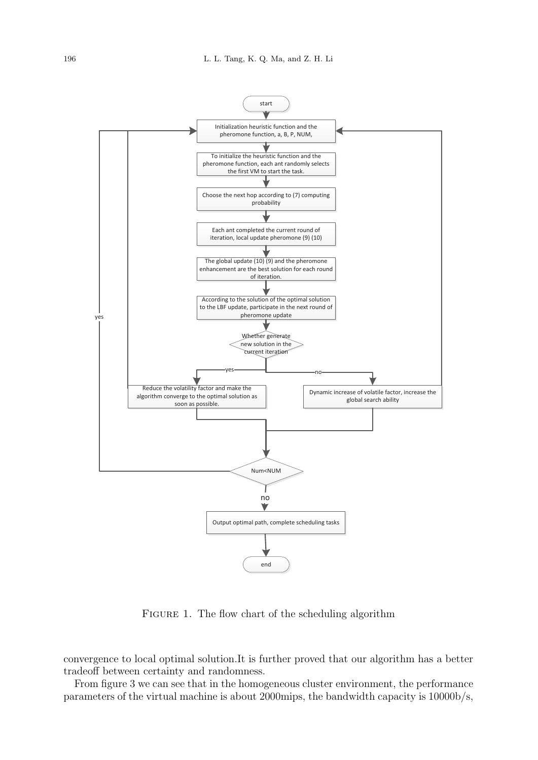start

Initialization heuristic function and the pheromone function, a, B, P, NUM,

To initialize the heuristic function and the pheromone function, each ant randomly selects the first VM to start the task.

Choose the next hop according to (7) computing probability

Each ant completed the current round of iteration, local update pheromone (9) (10)

The global update (10) (9) and the pheromone enhancement are the best solution for each round of iteration.

According to the solution of the optimal solution to the LBF update, participate in the next round of pheromone update

Whether generate new solution in the current iteration

yes: Reduce the volatility factor and make the algorithm converge to the optimal solution as soon as possible.

no: Dynamic increase of volatile factor, increase the global search ability

Num<NUM

yes

no

Output optimal path, complete scheduling tasks

end

Figure 1. The flow chart of the scheduling algorithm

convergence to local optimal solution.It is further proved that our algorithm has a better tradeoff between certainty and randomness.

From figure 3 we can see that in the homogeneous cluster environment, the performance parameters of the virtual machine is about 2000mips, the bandwidth capacity is 10000b/s,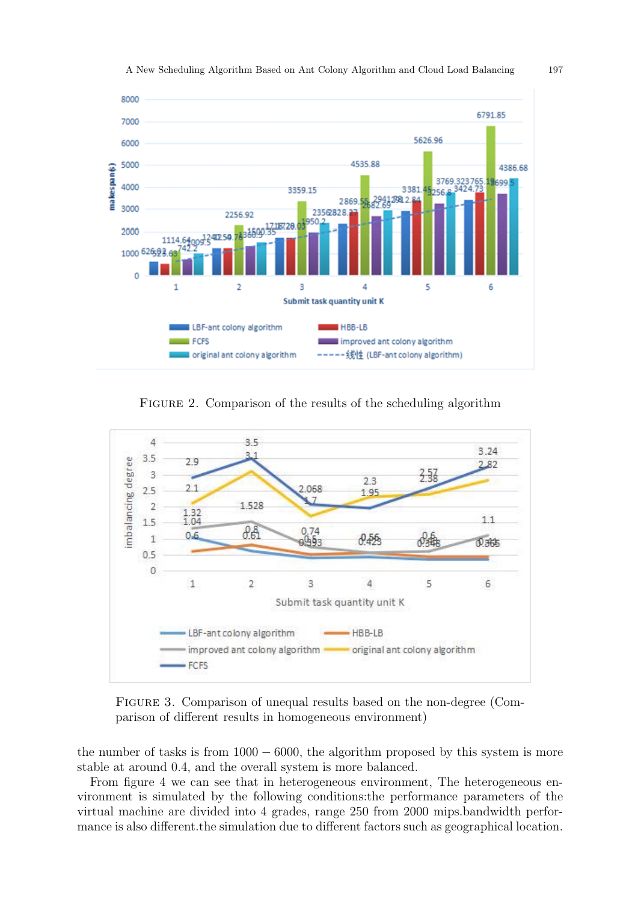FIGURE 2. Comparison of the results of the scheduling algorithm

FIGURE 3. Comparison of unequal results based on the non-degree (Comparison of different results in homogeneous environment)

the number of tasks is from $1000 - 6000$, the algorithm proposed by this system is more stable at around 0.4, and the overall system is more balanced.

From figure 4 we can see that in heterogeneous environment, The heterogeneous environment is simulated by the following conditions:the performance parameters of the virtual machine are divided into 4 grades, range 250 from 2000 mips.bandwidth performance is also different.the simulation due to different factors such as geographical location.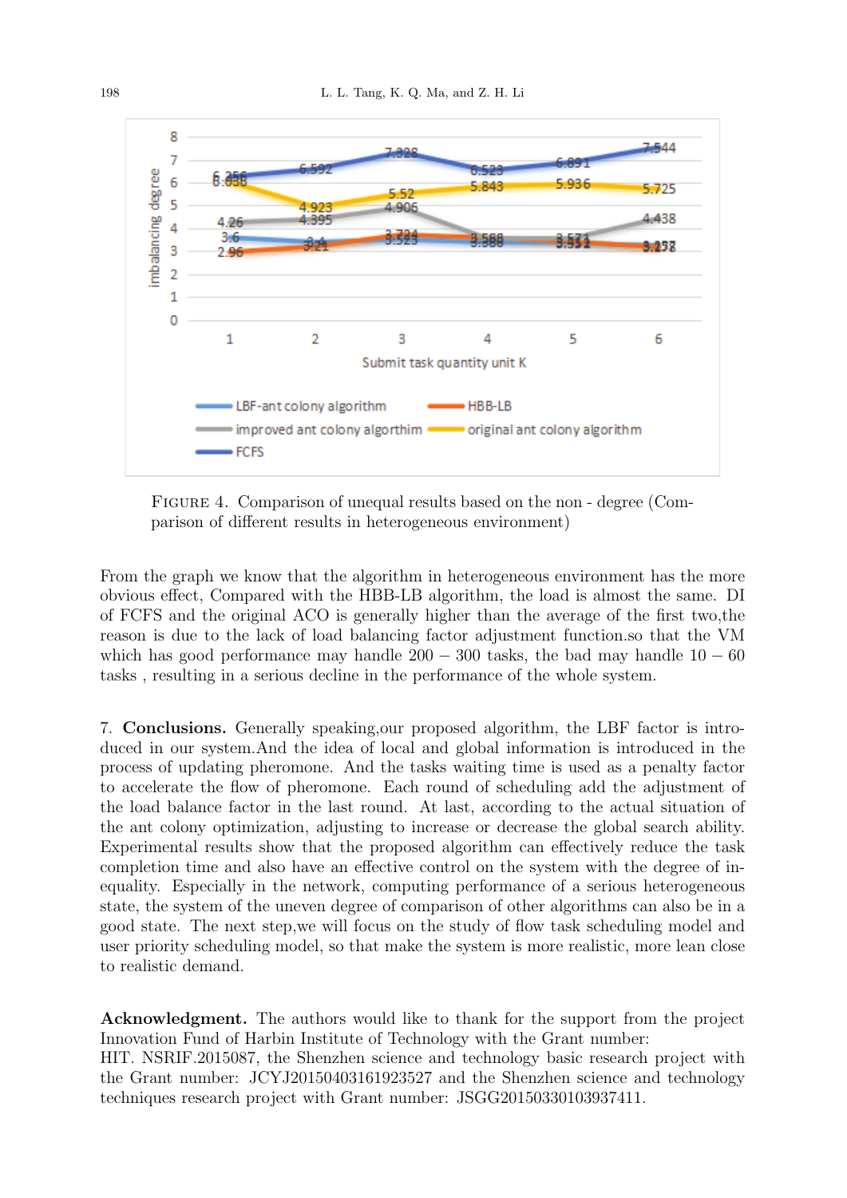FIGURE 4. Comparison of unequal results based on the non - degree (Comparison of different results in heterogeneous environment)

From the graph we know that the algorithm in heterogeneous environment has the more obvious effect, Compared with the HBB-LB algorithm, the load is almost the same. DI of FCFS and the original ACO is generally higher than the average of the first two,the reason is due to the lack of load balancing factor adjustment function.so that the VM which has good performance may handle $200 - 300$ tasks, the bad may handle $10 - 60$ tasks , resulting in a serious decline in the performance of the whole system.

7. **Conclusions.** Generally speaking,our proposed algorithm, the LBF factor is introduced in our system.And the idea of local and global information is introduced in the process of updating pheromone. And the tasks waiting time is used as a penalty factor to accelerate the flow of pheromone. Each round of scheduling add the adjustment of the load balance factor in the last round. At last, according to the actual situation of the ant colony optimization, adjusting to increase or decrease the global search ability. Experimental results show that the proposed algorithm can effectively reduce the task completion time and also have an effective control on the system with the degree of inequality. Especially in the network, computing performance of a serious heterogeneous state, the system of the uneven degree of comparison of other algorithms can also be in a good state. The next step,we will focus on the study of flow task scheduling model and user priority scheduling model, so that make the system is more realistic, more lean close to realistic demand.

**Acknowledgment.** The authors would like to thank for the support from the project Innovation Fund of Harbin Institute of Technology with the Grant number: HIT. NSRIF.2015087, the Shenzhen science and technology basic research project with the Grant number: JCYJ20150403161923527 and the Shenzhen science and technology techniques research project with Grant number: JSGG20150330103937411.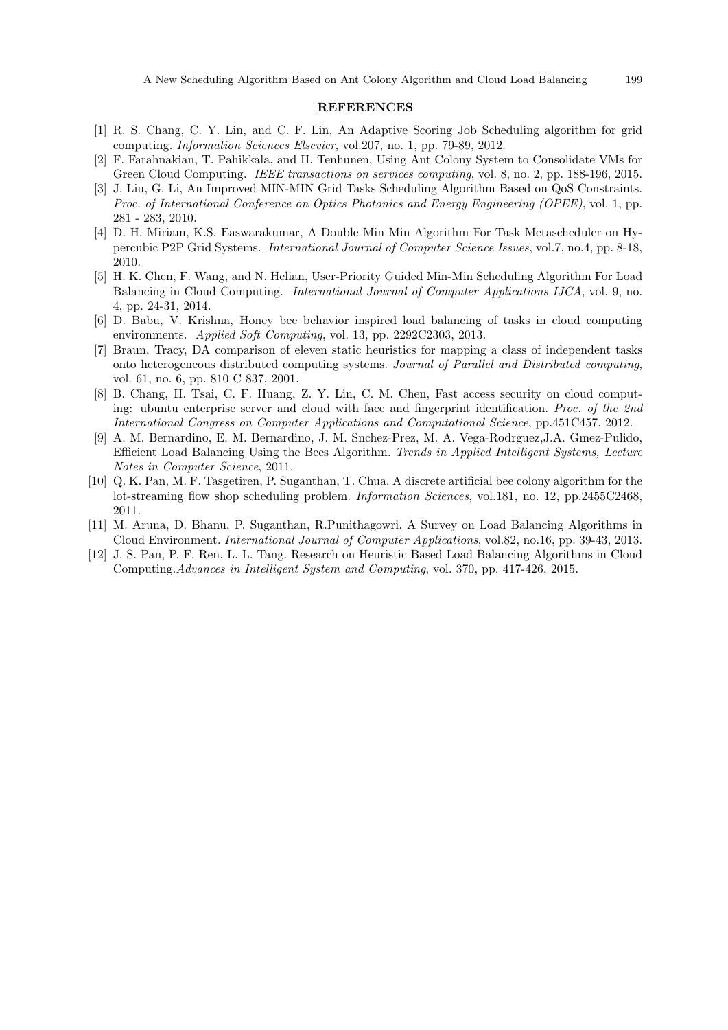## REFERENCES

[1] R. S. Chang, C. Y. Lin, and C. F. Lin, An Adaptive Scoring Job Scheduling algorithm for grid computing. *Information Sciences Elsevier*, vol.207, no. 1, pp. 79-89, 2012.

[2] F. Farahnakian, T. Pahikkala, and H. Tenhunen, Using Ant Colony System to Consolidate VMs for Green Cloud Computing. *IEEE transactions on services computing*, vol. 8, no. 2, pp. 188-196, 2015.

[3] J. Liu, G. Li, An Improved MIN-MIN Grid Tasks Scheduling Algorithm Based on QoS Constraints. *Proc. of International Conference on Optics Photonics and Energy Engineering (OPEE)*, vol. 1, pp. 281 - 283, 2010.

[4] D. H. Miriam, K.S. Easwarakumar, A Double Min Min Algorithm For Task Metascheduler on Hypercubic P2P Grid Systems. *International Journal of Computer Science Issues*, vol.7, no.4, pp. 8-18, 2010.

[5] H. K. Chen, F. Wang, and N. Helian, User-Priority Guided Min-Min Scheduling Algorithm For Load Balancing in Cloud Computing. *International Journal of Computer Applications IJCA*, vol. 9, no. 4, pp. 24-31, 2014.

[6] D. Babu, V. Krishna, Honey bee behavior inspired load balancing of tasks in cloud computing environments. *Applied Soft Computing*, vol. 13, pp. 2292C2303, 2013.

[7] Braun, Tracy, DA comparison of eleven static heuristics for mapping a class of independent tasks onto heterogeneous distributed computing systems. *Journal of Parallel and Distributed computing*, vol. 61, no. 6, pp. 810 C 837, 2001.

[8] B. Chang, H. Tsai, C. F. Huang, Z. Y. Lin, C. M. Chen, Fast access security on cloud computing: ubuntu enterprise server and cloud with face and fingerprint identification. *Proc. of the 2nd International Congress on Computer Applications and Computational Science*, pp.451C457, 2012.

[9] A. M. Bernardino, E. M. Bernardino, J. M. Snchez-Prez, M. A. Vega-Rodrguez,J.A. Gmez-Pulido, Efficient Load Balancing Using the Bees Algorithm. *Trends in Applied Intelligent Systems, Lecture Notes in Computer Science*, 2011.

[10] Q. K. Pan, M. F. Tasgetiren, P. Suganthan, T. Chua. A discrete artificial bee colony algorithm for the lot-streaming flow shop scheduling problem. *Information Sciences*, vol.181, no. 12, pp.2455C2468, 2011.

[11] M. Aruna, D. Bhanu, P. Suganthan, R.Punithagowri. A Survey on Load Balancing Algorithms in Cloud Environment. *International Journal of Computer Applications*, vol.82, no.16, pp. 39-43, 2013.

[12] J. S. Pan, P. F. Ren, L. L. Tang. Research on Heuristic Based Load Balancing Algorithms in Cloud Computing.*Advances in Intelligent System and Computing*, vol. 370, pp. 417-426, 2015.